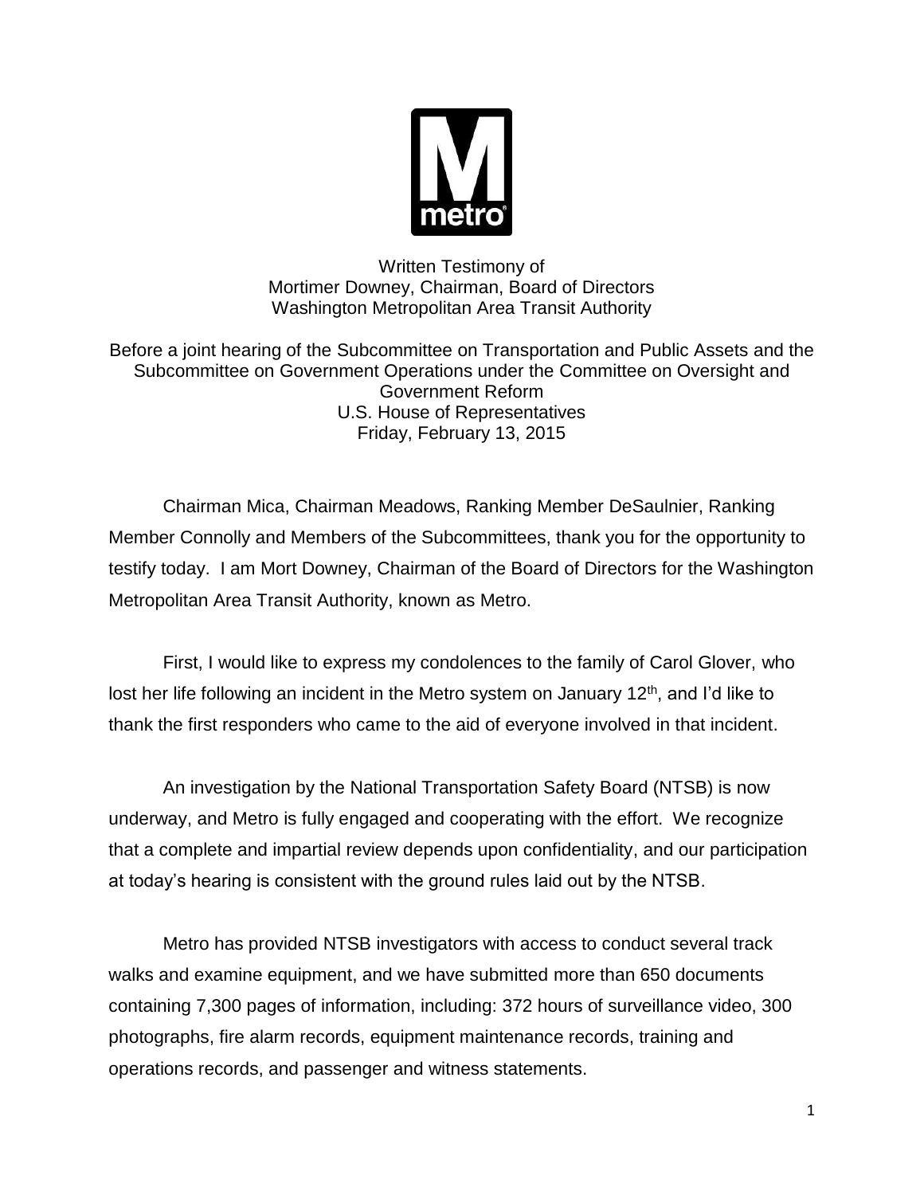metro

Written Testimony of
Mortimer Downey, Chairman, Board of Directors
Washington Metropolitan Area Transit Authority

Before a joint hearing of the Subcommittee on Transportation and Public Assets and the Subcommittee on Government Operations under the Committee on Oversight and Government Reform
U.S. House of Representatives
Friday, February 13, 2015

Chairman Mica, Chairman Meadows, Ranking Member DeSaulnier, Ranking Member Connolly and Members of the Subcommittees, thank you for the opportunity to testify today. I am Mort Downey, Chairman of the Board of Directors for the Washington Metropolitan Area Transit Authority, known as Metro.

First, I would like to express my condolences to the family of Carol Glover, who lost her life following an incident in the Metro system on January 12th, and I'd like to thank the first responders who came to the aid of everyone involved in that incident.

An investigation by the National Transportation Safety Board (NTSB) is now underway, and Metro is fully engaged and cooperating with the effort. We recognize that a complete and impartial review depends upon confidentiality, and our participation at today's hearing is consistent with the ground rules laid out by the NTSB.

Metro has provided NTSB investigators with access to conduct several track walks and examine equipment, and we have submitted more than 650 documents containing 7,300 pages of information, including: 372 hours of surveillance video, 300 photographs, fire alarm records, equipment maintenance records, training and operations records, and passenger and witness statements.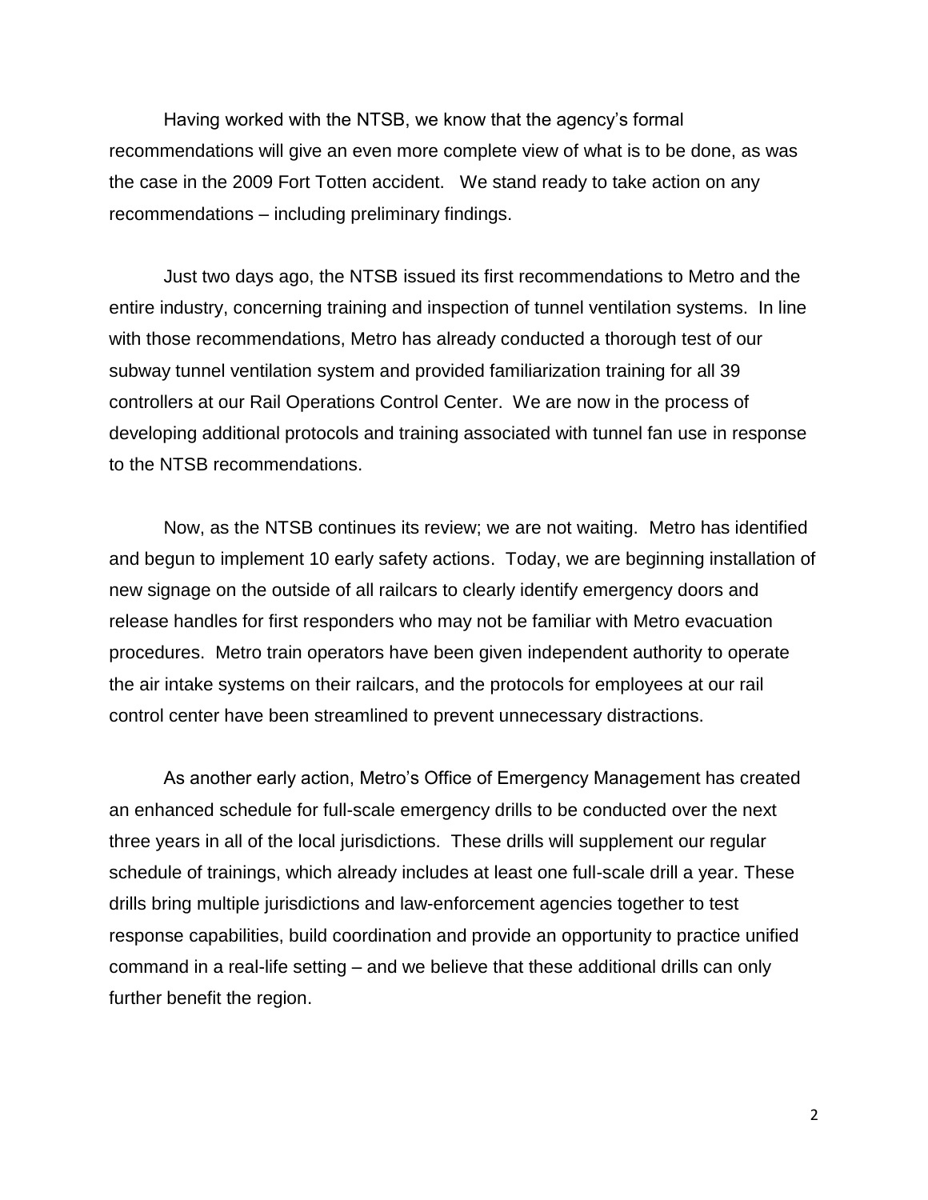Having worked with the NTSB, we know that the agency's formal recommendations will give an even more complete view of what is to be done, as was the case in the 2009 Fort Totten accident.  We stand ready to take action on any recommendations – including preliminary findings.

Just two days ago, the NTSB issued its first recommendations to Metro and the entire industry, concerning training and inspection of tunnel ventilation systems.  In line with those recommendations, Metro has already conducted a thorough test of our subway tunnel ventilation system and provided familiarization training for all 39 controllers at our Rail Operations Control Center.  We are now in the process of developing additional protocols and training associated with tunnel fan use in response to the NTSB recommendations.

Now, as the NTSB continues its review; we are not waiting.  Metro has identified and begun to implement 10 early safety actions.  Today, we are beginning installation of new signage on the outside of all railcars to clearly identify emergency doors and release handles for first responders who may not be familiar with Metro evacuation procedures.  Metro train operators have been given independent authority to operate the air intake systems on their railcars, and the protocols for employees at our rail control center have been streamlined to prevent unnecessary distractions.

As another early action, Metro's Office of Emergency Management has created an enhanced schedule for full-scale emergency drills to be conducted over the next three years in all of the local jurisdictions.  These drills will supplement our regular schedule of trainings, which already includes at least one full-scale drill a year. These drills bring multiple jurisdictions and law-enforcement agencies together to test response capabilities, build coordination and provide an opportunity to practice unified command in a real-life setting – and we believe that these additional drills can only further benefit the region.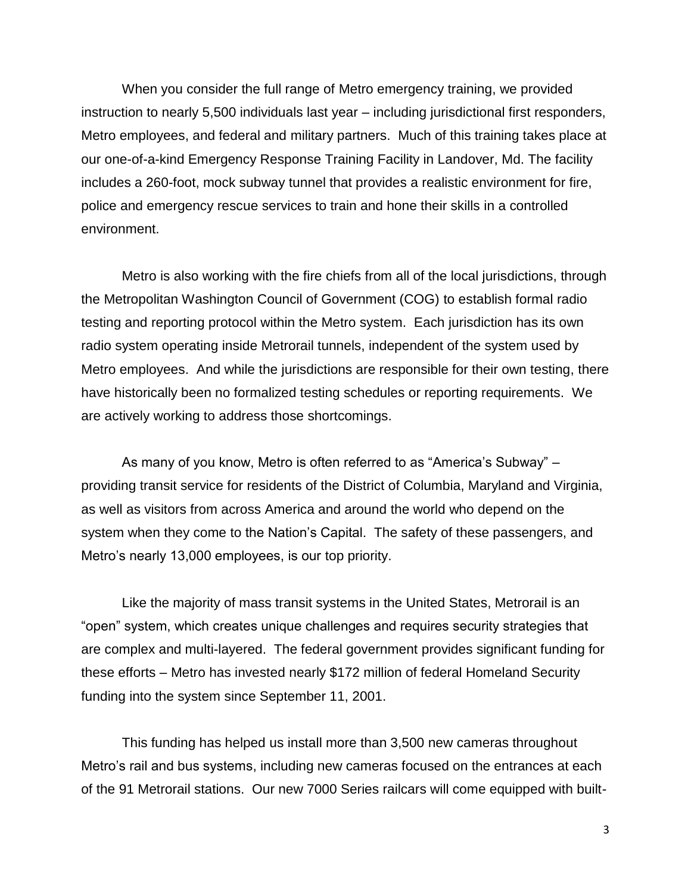When you consider the full range of Metro emergency training, we provided instruction to nearly 5,500 individuals last year – including jurisdictional first responders, Metro employees, and federal and military partners. Much of this training takes place at our one-of-a-kind Emergency Response Training Facility in Landover, Md. The facility includes a 260-foot, mock subway tunnel that provides a realistic environment for fire, police and emergency rescue services to train and hone their skills in a controlled environment.

Metro is also working with the fire chiefs from all of the local jurisdictions, through the Metropolitan Washington Council of Government (COG) to establish formal radio testing and reporting protocol within the Metro system. Each jurisdiction has its own radio system operating inside Metrorail tunnels, independent of the system used by Metro employees. And while the jurisdictions are responsible for their own testing, there have historically been no formalized testing schedules or reporting requirements. We are actively working to address those shortcomings.

As many of you know, Metro is often referred to as "America's Subway" – providing transit service for residents of the District of Columbia, Maryland and Virginia, as well as visitors from across America and around the world who depend on the system when they come to the Nation's Capital. The safety of these passengers, and Metro's nearly 13,000 employees, is our top priority.

Like the majority of mass transit systems in the United States, Metrorail is an "open" system, which creates unique challenges and requires security strategies that are complex and multi-layered. The federal government provides significant funding for these efforts – Metro has invested nearly $172 million of federal Homeland Security funding into the system since September 11, 2001.

This funding has helped us install more than 3,500 new cameras throughout Metro's rail and bus systems, including new cameras focused on the entrances at each of the 91 Metrorail stations. Our new 7000 Series railcars will come equipped with built-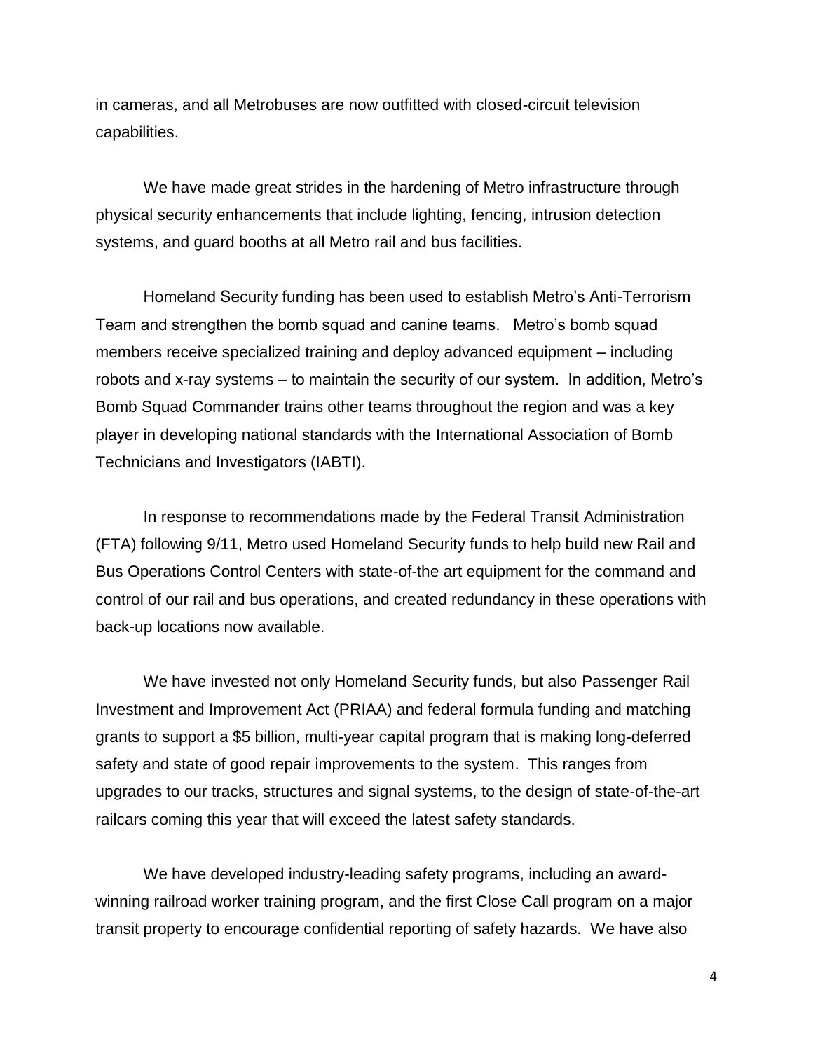in cameras, and all Metrobuses are now outfitted with closed-circuit television capabilities.

We have made great strides in the hardening of Metro infrastructure through physical security enhancements that include lighting, fencing, intrusion detection systems, and guard booths at all Metro rail and bus facilities.

Homeland Security funding has been used to establish Metro's Anti-Terrorism Team and strengthen the bomb squad and canine teams. Metro's bomb squad members receive specialized training and deploy advanced equipment – including robots and x-ray systems – to maintain the security of our system. In addition, Metro's Bomb Squad Commander trains other teams throughout the region and was a key player in developing national standards with the International Association of Bomb Technicians and Investigators (IABTI).

In response to recommendations made by the Federal Transit Administration (FTA) following 9/11, Metro used Homeland Security funds to help build new Rail and Bus Operations Control Centers with state-of-the art equipment for the command and control of our rail and bus operations, and created redundancy in these operations with back-up locations now available.

We have invested not only Homeland Security funds, but also Passenger Rail Investment and Improvement Act (PRIAA) and federal formula funding and matching grants to support a $5 billion, multi-year capital program that is making long-deferred safety and state of good repair improvements to the system. This ranges from upgrades to our tracks, structures and signal systems, to the design of state-of-the-art railcars coming this year that will exceed the latest safety standards.

We have developed industry-leading safety programs, including an award-winning railroad worker training program, and the first Close Call program on a major transit property to encourage confidential reporting of safety hazards. We have also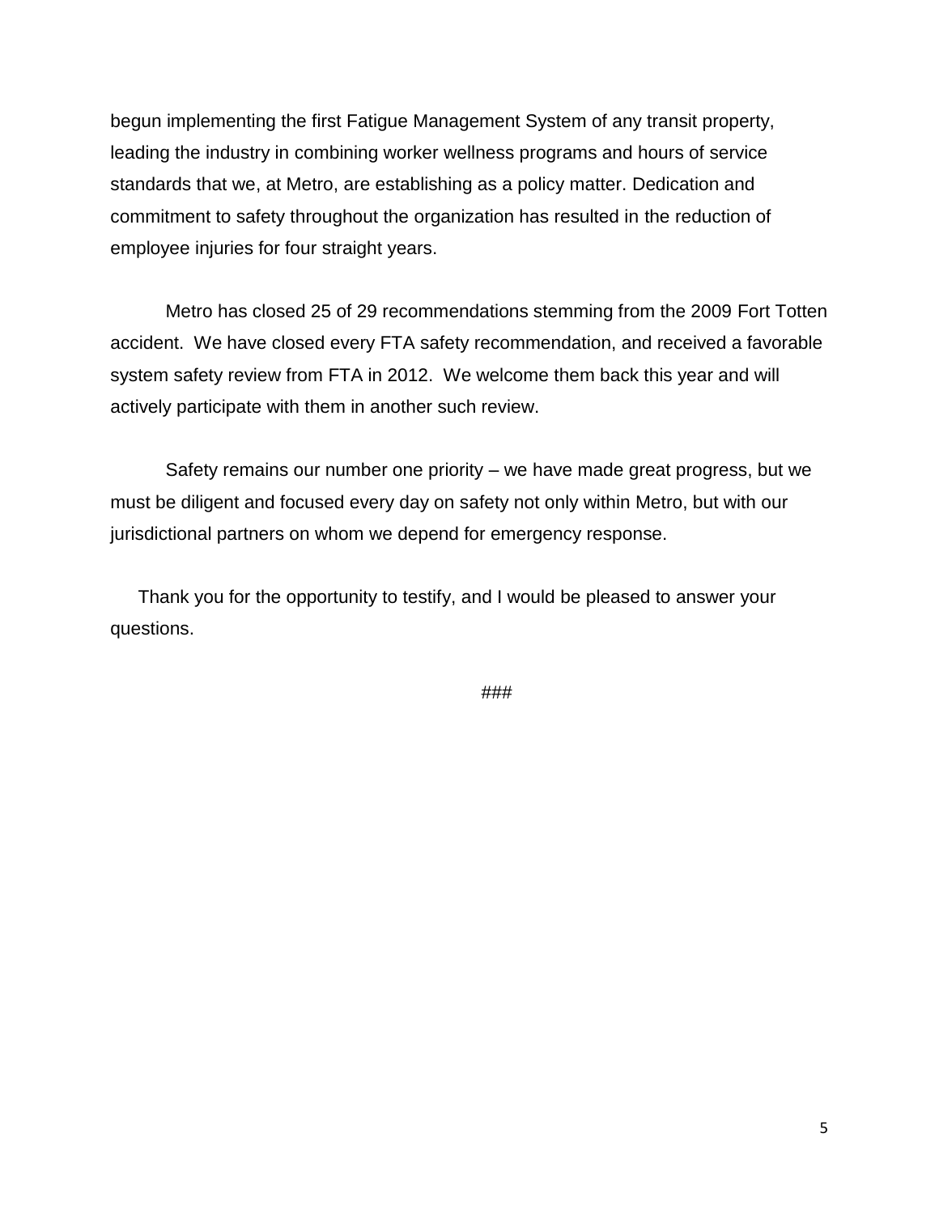begun implementing the first Fatigue Management System of any transit property, leading the industry in combining worker wellness programs and hours of service standards that we, at Metro, are establishing as a policy matter. Dedication and commitment to safety throughout the organization has resulted in the reduction of employee injuries for four straight years.

Metro has closed 25 of 29 recommendations stemming from the 2009 Fort Totten accident. We have closed every FTA safety recommendation, and received a favorable system safety review from FTA in 2012. We welcome them back this year and will actively participate with them in another such review.

Safety remains our number one priority – we have made great progress, but we must be diligent and focused every day on safety not only within Metro, but with our jurisdictional partners on whom we depend for emergency response.

Thank you for the opportunity to testify, and I would be pleased to answer your questions.

###